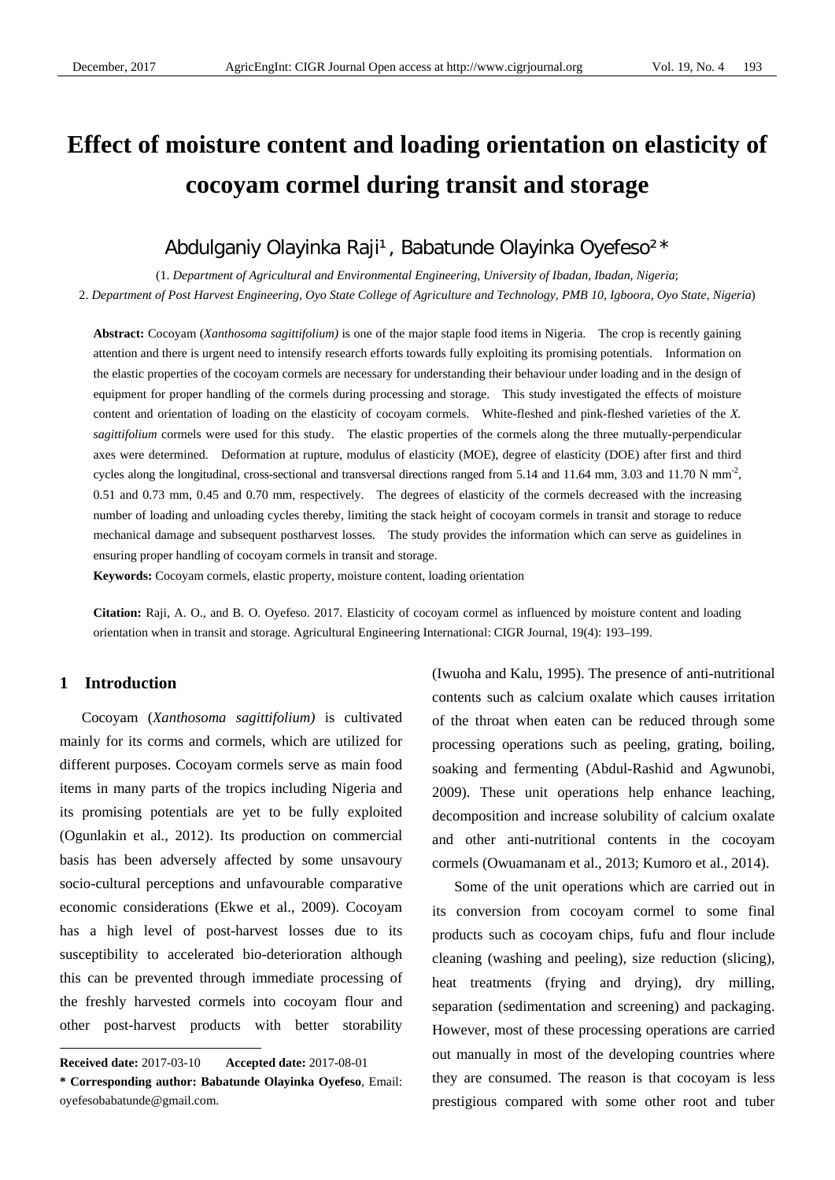# Effect of moisture content and loading orientation on elasticity of cocoyam cormel during transit and storage

Abdulganiy Olayinka Raji[1], Babatunde Olayinka Oyefeso[2]*

(1. *Department of Agricultural and Environmental Engineering, University of Ibadan, Ibadan, Nigeria*;
2. *Department of Post Harvest Engineering, Oyo State College of Agriculture and Technology, PMB 10, Igboora, Oyo State, Nigeria*)

**Abstract:** Cocoyam (*Xanthosoma sagittifolium)* is one of the major staple food items in Nigeria. The crop is recently gaining attention and there is urgent need to intensify research efforts towards fully exploiting its promising potentials. Information on the elastic properties of the cocoyam cormels are necessary for understanding their behaviour under loading and in the design of equipment for proper handling of the cormels during processing and storage. This study investigated the effects of moisture content and orientation of loading on the elasticity of cocoyam cormels. White-fleshed and pink-fleshed varieties of the *X. sagittifolium* cormels were used for this study. The elastic properties of the cormels along the three mutually-perpendicular axes were determined. Deformation at rupture, modulus of elasticity (MOE), degree of elasticity (DOE) after first and third cycles along the longitudinal, cross-sectional and transversal directions ranged from 5.14 and 11.64 mm, 3.03 and 11.70 N $mm^{-2}$, 0.51 and 0.73 mm, 0.45 and 0.70 mm, respectively. The degrees of elasticity of the cormels decreased with the increasing number of loading and unloading cycles thereby, limiting the stack height of cocoyam cormels in transit and storage to reduce mechanical damage and subsequent postharvest losses. The study provides the information which can serve as guidelines in ensuring proper handling of cocoyam cormels in transit and storage.

**Keywords:** Cocoyam cormels, elastic property, moisture content, loading orientation

**Citation:** Raji, A. O., and B. O. Oyefeso. 2017. Elasticity of cocoyam cormel as influenced by moisture content and loading orientation when in transit and storage. Agricultural Engineering International: CIGR Journal, 19(4): 193–199.

## 1 Introduction

Cocoyam (*Xanthosoma sagittifolium)* is cultivated mainly for its corms and cormels, which are utilized for different purposes. Cocoyam cormels serve as main food items in many parts of the tropics including Nigeria and its promising potentials are yet to be fully exploited (Ogunlakin et al., 2012). Its production on commercial basis has been adversely affected by some unsavoury socio-cultural perceptions and unfavourable comparative economic considerations (Ekwe et al., 2009). Cocoyam has a high level of post-harvest losses due to its susceptibility to accelerated bio-deterioration although this can be prevented through immediate processing of the freshly harvested cormels into cocoyam flour and other post-harvest products with better storability (Iwuoha and Kalu, 1995). The presence of anti-nutritional contents such as calcium oxalate which causes irritation of the throat when eaten can be reduced through some processing operations such as peeling, grating, boiling, soaking and fermenting (Abdul-Rashid and Agwunobi, 2009). These unit operations help enhance leaching, decomposition and increase solubility of calcium oxalate and other anti-nutritional contents in the cocoyam cormels (Owuamanam et al., 2013; Kumoro et al., 2014).

Some of the unit operations which are carried out in its conversion from cocoyam cormel to some final products such as cocoyam chips, fufu and flour include cleaning (washing and peeling), size reduction (slicing), heat treatments (frying and drying), dry milling, separation (sedimentation and screening) and packaging. However, most of these processing operations are carried out manually in most of the developing countries where they are consumed. The reason is that cocoyam is less prestigious compared with some other root and tuber

---

**Received date:** 2017-03-10 **Accepted date:** 2017-08-01

**\* Corresponding author: Babatunde Olayinka Oyefeso**, Email: oyefesobabatunde@gmail.com.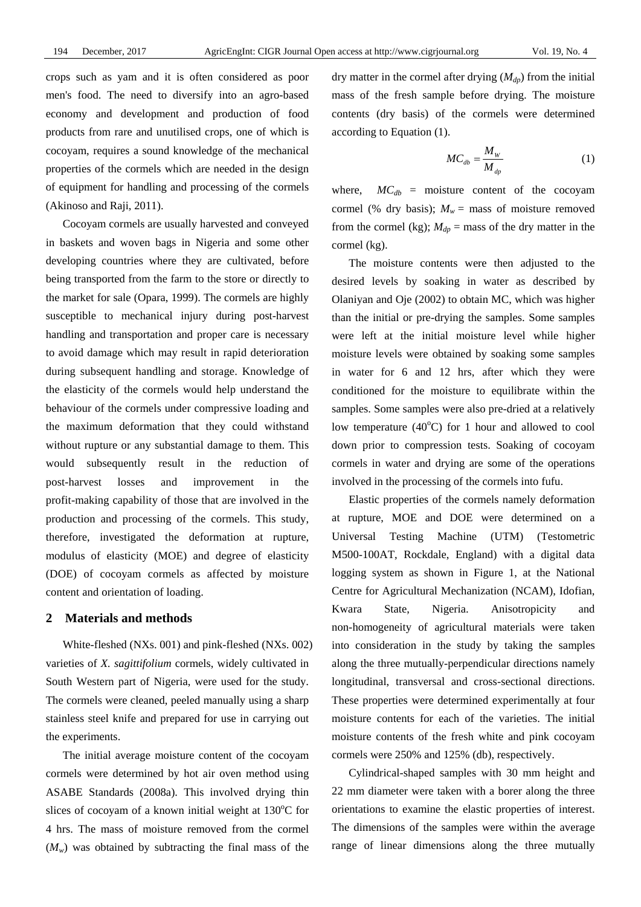crops such as yam and it is often considered as poor men's food. The need to diversify into an agro-based economy and development and production of food products from rare and unutilised crops, one of which is cocoyam, requires a sound knowledge of the mechanical properties of the cormels which are needed in the design of equipment for handling and processing of the cormels (Akinoso and Raji, 2011).

Cocoyam cormels are usually harvested and conveyed in baskets and woven bags in Nigeria and some other developing countries where they are cultivated, before being transported from the farm to the store or directly to the market for sale (Opara, 1999). The cormels are highly susceptible to mechanical injury during post-harvest handling and transportation and proper care is necessary to avoid damage which may result in rapid deterioration during subsequent handling and storage. Knowledge of the elasticity of the cormels would help understand the behaviour of the cormels under compressive loading and the maximum deformation that they could withstand without rupture or any substantial damage to them. This would subsequently result in the reduction of post-harvest losses and improvement in the profit-making capability of those that are involved in the production and processing of the cormels. This study, therefore, investigated the deformation at rupture, modulus of elasticity (MOE) and degree of elasticity (DOE) of cocoyam cormels as affected by moisture content and orientation of loading.

## 2 Materials and methods

White-fleshed (NXs. 001) and pink-fleshed (NXs. 002) varieties of *X. sagittifolium* cormels, widely cultivated in South Western part of Nigeria, were used for the study. The cormels were cleaned, peeled manually using a sharp stainless steel knife and prepared for use in carrying out the experiments.

The initial average moisture content of the cocoyam cormels were determined by hot air oven method using ASABE Standards (2008a). This involved drying thin slices of cocoyam of a known initial weight at 130°C for 4 hrs. The mass of moisture removed from the cormel ($M_w$) was obtained by subtracting the final mass of the dry matter in the cormel after drying ($M_{dp}$) from the initial mass of the fresh sample before drying. The moisture contents (dry basis) of the cormels were determined according to Equation (1).

$$MC_{db} = \frac{M_W}{M_{dp}} \tag{1}$$

where, $MC_{db}$ = moisture content of the cocoyam cormel (% dry basis); $M_w$ = mass of moisture removed from the cormel (kg); $M_{dp}$ = mass of the dry matter in the cormel (kg).

The moisture contents were then adjusted to the desired levels by soaking in water as described by Olaniyan and Oje (2002) to obtain MC, which was higher than the initial or pre-drying the samples. Some samples were left at the initial moisture level while higher moisture levels were obtained by soaking some samples in water for 6 and 12 hrs, after which they were conditioned for the moisture to equilibrate within the samples. Some samples were also pre-dried at a relatively low temperature (40°C) for 1 hour and allowed to cool down prior to compression tests. Soaking of cocoyam cormels in water and drying are some of the operations involved in the processing of the cormels into fufu.

Elastic properties of the cormels namely deformation at rupture, MOE and DOE were determined on a Universal Testing Machine (UTM) (Testometric M500-100AT, Rockdale, England) with a digital data logging system as shown in Figure 1, at the National Centre for Agricultural Mechanization (NCAM), Idofian, Kwara State, Nigeria. Anisotropicity and non-homogeneity of agricultural materials were taken into consideration in the study by taking the samples along the three mutually-perpendicular directions namely longitudinal, transversal and cross-sectional directions. These properties were determined experimentally at four moisture contents for each of the varieties. The initial moisture contents of the fresh white and pink cocoyam cormels were 250% and 125% (db), respectively.

Cylindrical-shaped samples with 30 mm height and 22 mm diameter were taken with a borer along the three orientations to examine the elastic properties of interest. The dimensions of the samples were within the average range of linear dimensions along the three mutually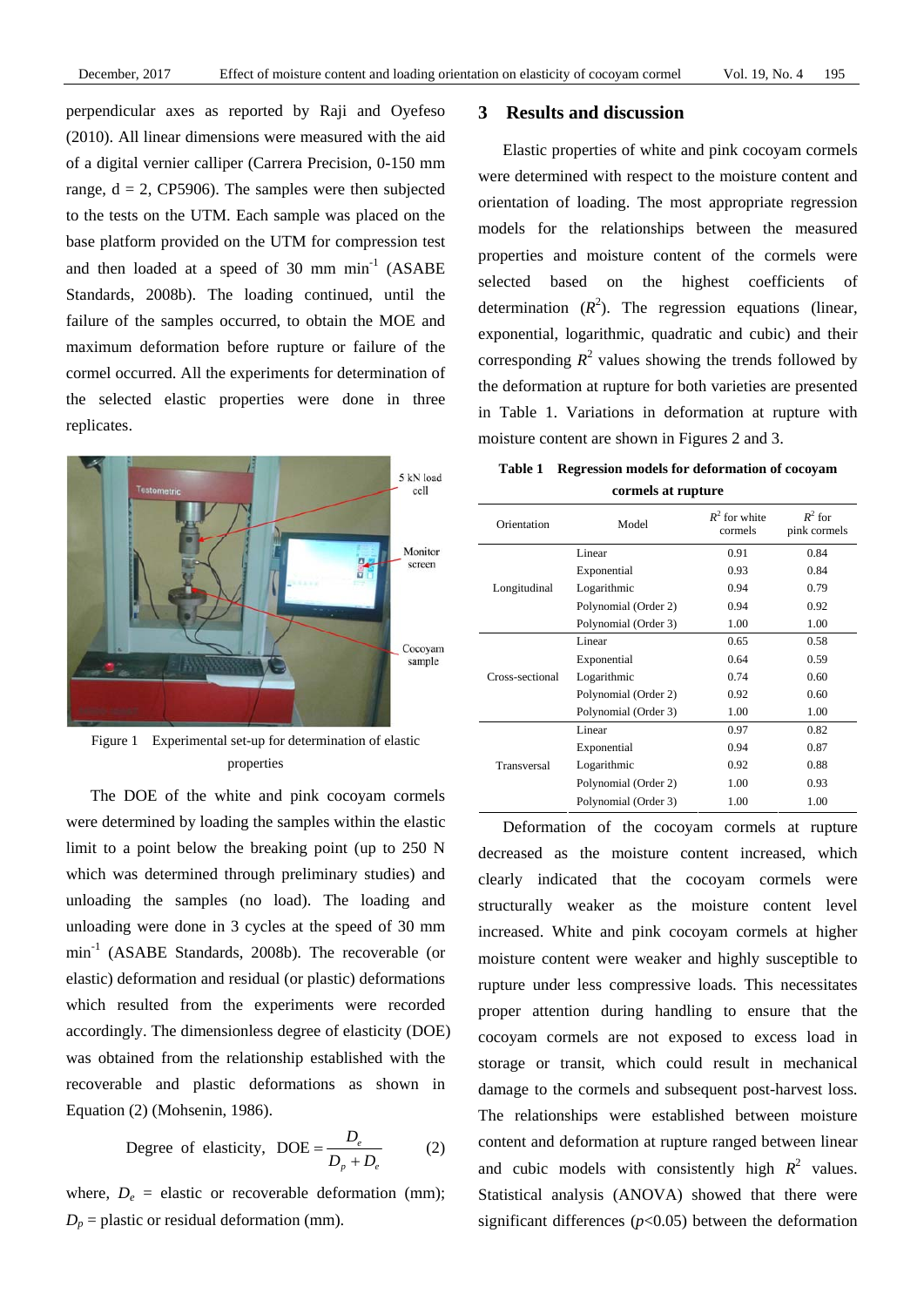perpendicular axes as reported by Raji and Oyefeso (2010). All linear dimensions were measured with the aid of a digital vernier calliper (Carrera Precision, 0-150 mm range, d = 2, CP5906). The samples were then subjected to the tests on the UTM. Each sample was placed on the base platform provided on the UTM for compression test and then loaded at a speed of 30 mm min$^{-1}$ (ASABE Standards, 2008b). The loading continued, until the failure of the samples occurred, to obtain the MOE and maximum deformation before rupture or failure of the cormel occurred. All the experiments for determination of the selected elastic properties were done in three replicates.

Figure 1 Experimental set-up for determination of elastic properties

The DOE of the white and pink cocoyam cormels were determined by loading the samples within the elastic limit to a point below the breaking point (up to 250 N which was determined through preliminary studies) and unloading the samples (no load). The loading and unloading were done in 3 cycles at the speed of 30 mm min$^{-1}$ (ASABE Standards, 2008b). The recoverable (or elastic) deformation and residual (or plastic) deformations which resulted from the experiments were recorded accordingly. The dimensionless degree of elasticity (DOE) was obtained from the relationship established with the recoverable and plastic deformations as shown in Equation (2) (Mohsenin, 1986).

$$\text{Degree of elasticity, DOE} = \frac{D_e}{D_p + D_e} \qquad (2)$$

where, $D_e$ = elastic or recoverable deformation (mm); $D_p$ = plastic or residual deformation (mm).

## 3 Results and discussion

Elastic properties of white and pink cocoyam cormels were determined with respect to the moisture content and orientation of loading. The most appropriate regression models for the relationships between the measured properties and moisture content of the cormels were selected based on the highest coefficients of determination ($R^2$). The regression equations (linear, exponential, logarithmic, quadratic and cubic) and their corresponding $R^2$ values showing the trends followed by the deformation at rupture for both varieties are presented in Table 1. Variations in deformation at rupture with moisture content are shown in Figures 2 and 3.

**Table 1 Regression models for deformation of cocoyam cormels at rupture**

| Orientation | Model | $R^2$ for white cormels | $R^2$ for pink cormels |
|---|---|---|---|
| Longitudinal | Linear | 0.91 | 0.84 |
| | Exponential | 0.93 | 0.84 |
| | Logarithmic | 0.94 | 0.79 |
| | Polynomial (Order 2) | 0.94 | 0.92 |
| | Polynomial (Order 3) | 1.00 | 1.00 |
| Cross-sectional | Linear | 0.65 | 0.58 |
| | Exponential | 0.64 | 0.59 |
| | Logarithmic | 0.74 | 0.60 |
| | Polynomial (Order 2) | 0.92 | 0.60 |
| | Polynomial (Order 3) | 1.00 | 1.00 |
| Transversal | Linear | 0.97 | 0.82 |
| | Exponential | 0.94 | 0.87 |
| | Logarithmic | 0.92 | 0.88 |
| | Polynomial (Order 2) | 1.00 | 0.93 |
| | Polynomial (Order 3) | 1.00 | 1.00 |

Deformation of the cocoyam cormels at rupture decreased as the moisture content increased, which clearly indicated that the cocoyam cormels were structurally weaker as the moisture content level increased. White and pink cocoyam cormels at higher moisture content were weaker and highly susceptible to rupture under less compressive loads. This necessitates proper attention during handling to ensure that the cocoyam cormels are not exposed to excess load in storage or transit, which could result in mechanical damage to the cormels and subsequent post-harvest loss. The relationships were established between moisture content and deformation at rupture ranged between linear and cubic models with consistently high $R^2$ values. Statistical analysis (ANOVA) showed that there were significant differences ($p$<0.05) between the deformation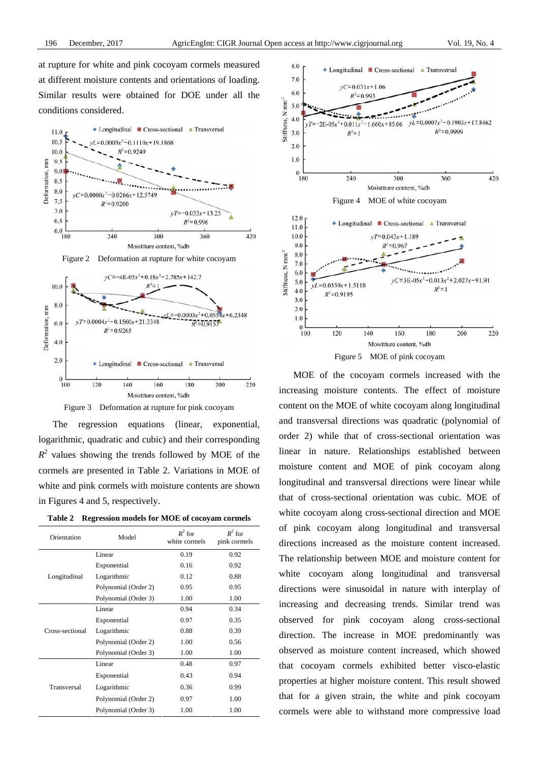at rupture for white and pink cocoyam cormels measured at different moisture contents and orientations of loading. Similar results were obtained for DOE under all the conditions considered.

Figure 2 Deformation at rupture for white cocoyam

Figure 3 Deformation at rupture for pink cocoyam

The regression equations (linear, exponential, logarithmic, quadratic and cubic) and their corresponding $R^2$ values showing the trends followed by MOE of the cormels are presented in Table 2. Variations in MOE of white and pink cormels with moisture contents are shown in Figures 4 and 5, respectively.

**Table 2 Regression models for MOE of cocoyam cormels**

| Orientation | Model | $R^2$ for white cormels | $R^2$ for pink cormels |
|---|---|---|---|
| Longitudinal | Linear | 0.19 | 0.92 |
| | Exponential | 0.16 | 0.92 |
| | Logarithmic | 0.12 | 0.88 |
| | Polynomial (Order 2) | 0.95 | 0.95 |
| | Polynomial (Order 3) | 1.00 | 1.00 |
| Cross-sectional | Linear | 0.94 | 0.34 |
| | Exponential | 0.97 | 0.35 |
| | Logarithmic | 0.88 | 0.39 |
| | Polynomial (Order 2) | 1.00 | 0.56 |
| | Polynomial (Order 3) | 1.00 | 1.00 |
| Transversal | Linear | 0.48 | 0.97 |
| | Exponential | 0.43 | 0.94 |
| | Logarithmic | 0.36 | 0.99 |
| | Polynomial (Order 2) | 0.97 | 1.00 |
| | Polynomial (Order 3) | 1.00 | 1.00 |

Figure 4 MOE of white cocoyam

Figure 5 MOE of pink cocoyam

MOE of the cocoyam cormels increased with the increasing moisture contents. The effect of moisture content on the MOE of white cocoyam along longitudinal and transversal directions was quadratic (polynomial of order 2) while that of cross-sectional orientation was linear in nature. Relationships established between moisture content and MOE of pink cocoyam along longitudinal and transversal directions were linear while that of cross-sectional orientation was cubic. MOE of white cocoyam along cross-sectional direction and MOE of pink cocoyam along longitudinal and transversal directions increased as the moisture content increased. The relationship between MOE and moisture content for white cocoyam along longitudinal and transversal directions were sinusoidal in nature with interplay of increasing and decreasing trends. Similar trend was observed for pink cocoyam along cross-sectional direction. The increase in MOE predominantly was observed as moisture content increased, which showed that cocoyam cormels exhibited better visco-elastic properties at higher moisture content. This result showed that for a given strain, the white and pink cocoyam cormels were able to withstand more compressive load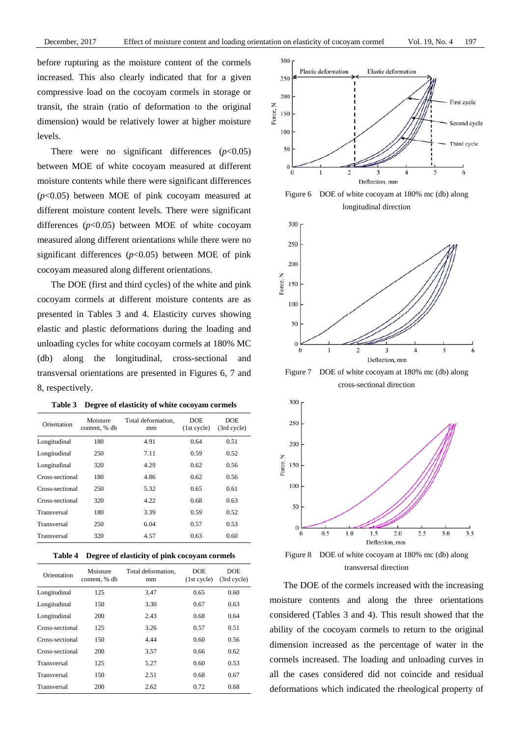before rupturing as the moisture content of the cormels increased. This also clearly indicated that for a given compressive load on the cocoyam cormels in storage or transit, the strain (ratio of deformation to the original dimension) would be relatively lower at higher moisture levels.

There were no significant differences ($p$<0.05) between MOE of white cocoyam measured at different moisture contents while there were significant differences ($p$<0.05) between MOE of pink cocoyam measured at different moisture content levels. There were significant differences ($p$<0.05) between MOE of white cocoyam measured along different orientations while there were no significant differences ($p$<0.05) between MOE of pink cocoyam measured along different orientations.

The DOE (first and third cycles) of the white and pink cocoyam cormels at different moisture contents are as presented in Tables 3 and 4. Elasticity curves showing elastic and plastic deformations during the loading and unloading cycles for white cocoyam cormels at 180% MC (db) along the longitudinal, cross-sectional and transversal orientations are presented in Figures 6, 7 and 8, respectively.

**Table 3 Degree of elasticity of white cocoyam cormels**

| Orientation | Moisture content, % db | Total deformation, mm | DOE (1st cycle) | DOE (3rd cycle) |
|---|---|---|---|---|
| Longitudinal | 180 | 4.91 | 0.64 | 0.51 |
| Longitudinal | 250 | 7.11 | 0.59 | 0.52 |
| Longitudinal | 320 | 4.29 | 0.62 | 0.56 |
| Cross-sectional | 180 | 4.86 | 0.62 | 0.56 |
| Cross-sectional | 250 | 5.32 | 0.65 | 0.61 |
| Cross-sectional | 320 | 4.22 | 0.68 | 0.63 |
| Transversal | 180 | 3.39 | 0.59 | 0.52 |
| Transversal | 250 | 6.04 | 0.57 | 0.53 |
| Transversal | 320 | 4.57 | 0.63 | 0.60 |

**Table 4 Degree of elasticity of pink cocoyam cormels**

| Orientation | Moisture content, % db | Total deformation, mm | DOE (1st cycle) | DOE (3rd cycle) |
|---|---|---|---|---|
| Longitudinal | 125 | 3.47 | 0.65 | 0.60 |
| Longitudinal | 150 | 3.30 | 0.67 | 0.63 |
| Longitudinal | 200 | 2.43 | 0.68 | 0.64 |
| Cross-sectional | 125 | 3.26 | 0.57 | 0.51 |
| Cross-sectional | 150 | 4.44 | 0.60 | 0.56 |
| Cross-sectional | 200 | 3.57 | 0.66 | 0.62 |
| Transversal | 125 | 5.27 | 0.60 | 0.53 |
| Transversal | 150 | 2.51 | 0.68 | 0.67 |
| Transversal | 200 | 2.62 | 0.72 | 0.68 |

Figure 6 DOE of white cocoyam at 180% mc (db) along longitudinal direction

Figure 7 DOE of white cocoyam at 180% mc (db) along cross-sectional direction

Figure 8 DOE of white cocoyam at 180% mc (db) along transversal direction

The DOE of the cormels increased with the increasing moisture contents and along the three orientations considered (Tables 3 and 4). This result showed that the ability of the cocoyam cormels to return to the original dimension increased as the percentage of water in the cormels increased. The loading and unloading curves in all the cases considered did not coincide and residual deformations which indicated the rheological property of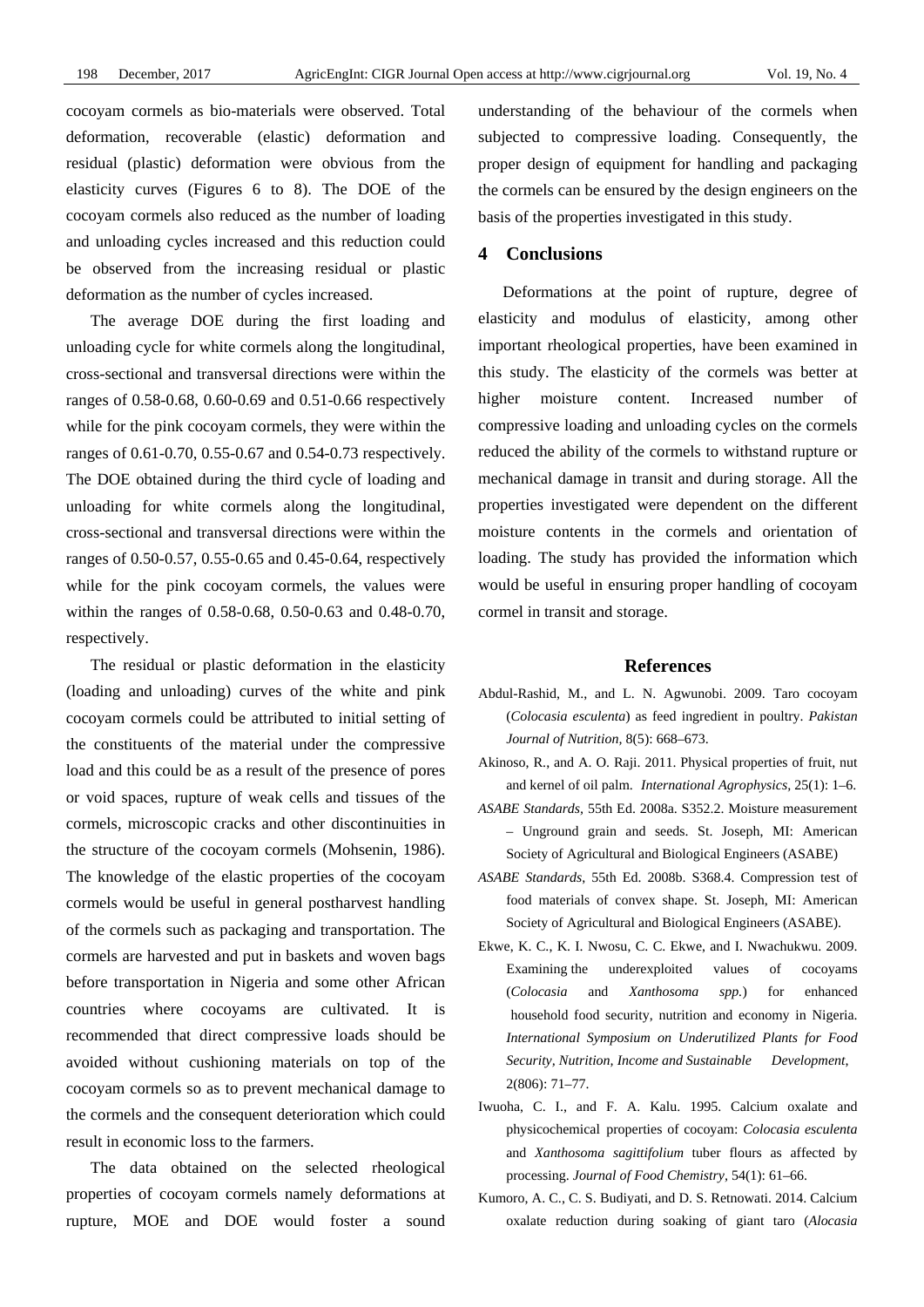cocoyam cormels as bio-materials were observed. Total deformation, recoverable (elastic) deformation and residual (plastic) deformation were obvious from the elasticity curves (Figures 6 to 8). The DOE of the cocoyam cormels also reduced as the number of loading and unloading cycles increased and this reduction could be observed from the increasing residual or plastic deformation as the number of cycles increased.

The average DOE during the first loading and unloading cycle for white cormels along the longitudinal, cross-sectional and transversal directions were within the ranges of 0.58-0.68, 0.60-0.69 and 0.51-0.66 respectively while for the pink cocoyam cormels, they were within the ranges of 0.61-0.70, 0.55-0.67 and 0.54-0.73 respectively. The DOE obtained during the third cycle of loading and unloading for white cormels along the longitudinal, cross-sectional and transversal directions were within the ranges of 0.50-0.57, 0.55-0.65 and 0.45-0.64, respectively while for the pink cocoyam cormels, the values were within the ranges of 0.58-0.68, 0.50-0.63 and 0.48-0.70, respectively.

The residual or plastic deformation in the elasticity (loading and unloading) curves of the white and pink cocoyam cormels could be attributed to initial setting of the constituents of the material under the compressive load and this could be as a result of the presence of pores or void spaces, rupture of weak cells and tissues of the cormels, microscopic cracks and other discontinuities in the structure of the cocoyam cormels (Mohsenin, 1986). The knowledge of the elastic properties of the cocoyam cormels would be useful in general postharvest handling of the cormels such as packaging and transportation. The cormels are harvested and put in baskets and woven bags before transportation in Nigeria and some other African countries where cocoyams are cultivated. It is recommended that direct compressive loads should be avoided without cushioning materials on top of the cocoyam cormels so as to prevent mechanical damage to the cormels and the consequent deterioration which could result in economic loss to the farmers.

The data obtained on the selected rheological properties of cocoyam cormels namely deformations at rupture, MOE and DOE would foster a sound understanding of the behaviour of the cormels when subjected to compressive loading. Consequently, the proper design of equipment for handling and packaging the cormels can be ensured by the design engineers on the basis of the properties investigated in this study.

## 4 Conclusions

Deformations at the point of rupture, degree of elasticity and modulus of elasticity, among other important rheological properties, have been examined in this study. The elasticity of the cormels was better at higher moisture content. Increased number of compressive loading and unloading cycles on the cormels reduced the ability of the cormels to withstand rupture or mechanical damage in transit and during storage. All the properties investigated were dependent on the different moisture contents in the cormels and orientation of loading. The study has provided the information which would be useful in ensuring proper handling of cocoyam cormel in transit and storage.

## References

Abdul-Rashid, M., and L. N. Agwunobi. 2009. Taro cocoyam (*Colocasia esculenta*) as feed ingredient in poultry. *Pakistan Journal of Nutrition*, 8(5): 668–673.

Akinoso, R., and A. O. Raji. 2011. Physical properties of fruit, nut and kernel of oil palm. *International Agrophysics*, 25(1): 1–6.

*ASABE Standards*, 55th Ed. 2008a. S352.2. Moisture measurement – Unground grain and seeds. St. Joseph, MI: American Society of Agricultural and Biological Engineers (ASABE)

*ASABE Standards*, 55th Ed. 2008b. S368.4. Compression test of food materials of convex shape. St. Joseph, MI: American Society of Agricultural and Biological Engineers (ASABE).

Ekwe, K. C., K. I. Nwosu, C. C. Ekwe, and I. Nwachukwu. 2009. Examining the underexploited values of cocoyams (*Colocasia* and *Xanthosoma spp.*) for enhanced household food security, nutrition and economy in Nigeria. *International Symposium on Underutilized Plants for Food Security, Nutrition, Income and Sustainable Development*, 2(806): 71–77.

Iwuoha, C. I., and F. A. Kalu. 1995. Calcium oxalate and physicochemical properties of cocoyam: *Colocasia esculenta* and *Xanthosoma sagittifolium* tuber flours as affected by processing. *Journal of Food Chemistry*, 54(1): 61–66.

Kumoro, A. C., C. S. Budiyati, and D. S. Retnowati. 2014. Calcium oxalate reduction during soaking of giant taro (*Alocasia*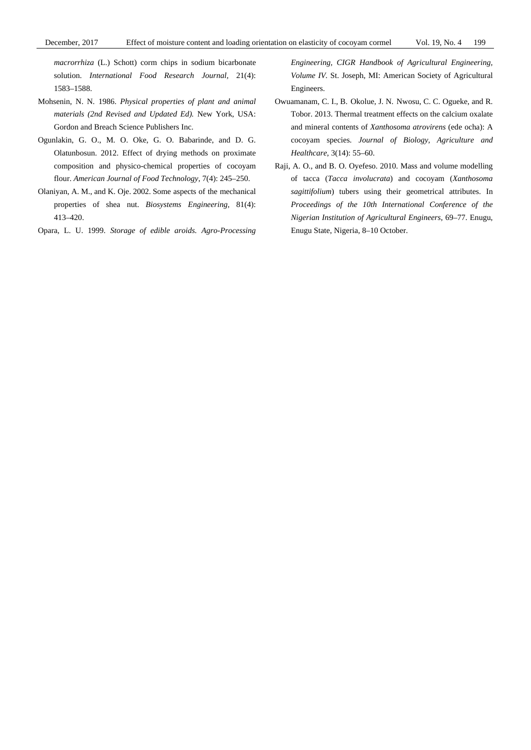*macrorrhiza* (L.) Schott) corm chips in sodium bicarbonate solution. *International Food Research Journal,* 21(4): 1583–1588.

Mohsenin, N. N. 1986. *Physical properties of plant and animal materials (2nd Revised and Updated Ed).* New York, USA: Gordon and Breach Science Publishers Inc.

Ogunlakin, G. O., M. O. Oke, G. O. Babarinde, and D. G. Olatunbosun. 2012. Effect of drying methods on proximate composition and physico-chemical properties of cocoyam flour. *American Journal of Food Technology,* 7(4): 245–250.

Olaniyan, A. M., and K. Oje. 2002. Some aspects of the mechanical properties of shea nut. *Biosystems Engineering,* 81(4): 413–420.

Opara, L. U. 1999. *Storage of edible aroids. Agro-Processing Engineering, CIGR Handbook of Agricultural Engineering, Volume IV.* St. Joseph, MI: American Society of Agricultural Engineers.

Owuamanam, C. I., B. Okolue, J. N. Nwosu, C. C. Ogueke, and R. Tobor. 2013. Thermal treatment effects on the calcium oxalate and mineral contents of *Xanthosoma atrovirens* (ede ocha): A cocoyam species. *Journal of Biology, Agriculture and Healthcare,* 3(14): 55–60.

Raji, A. O., and B. O. Oyefeso. 2010. Mass and volume modelling of tacca (*Tacca involucrata*) and cocoyam (*Xanthosoma sagittifolium*) tubers using their geometrical attributes. In *Proceedings of the 10th International Conference of the Nigerian Institution of Agricultural Engineers,* 69–77. Enugu, Enugu State, Nigeria, 8–10 October.